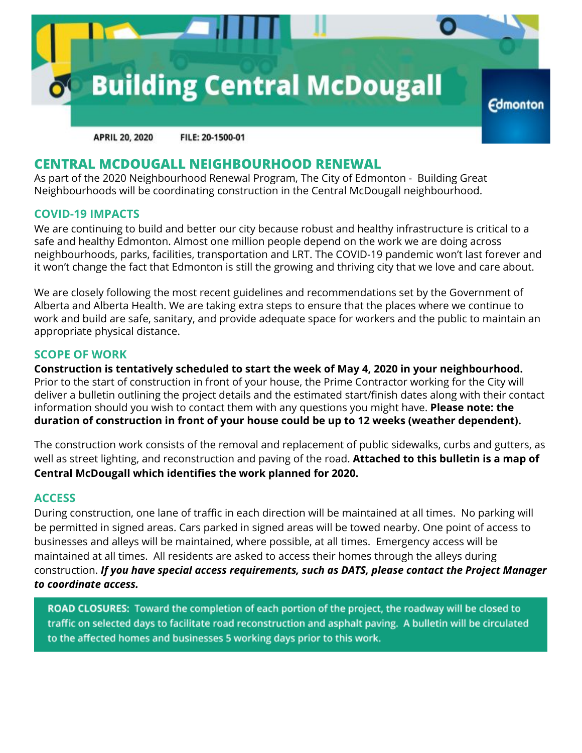# Building Central McDougall

Edmonton

APRIL 20, 2020 FILE: 20-1500-01

## CENTRAL MCDOUGALL NEIGHBOURHOOD RENEWAL

As part of the 2020 Neighbourhood Renewal Program, The City of Edmonton - Building Great Neighbourhoods will be coordinating construction in the Central McDougall neighbourhood.

### COVID-19 IMPACTS

We are continuing to build and better our city because robust and healthy infrastructure is critical to a safe and healthy Edmonton. Almost one million people depend on the work we are doing across neighbourhoods, parks, facilities, transportation and LRT. The COVID-19 pandemic won't last forever and it won't change the fact that Edmonton is still the growing and thriving city that we love and care about.

We are closely following the most recent guidelines and recommendations set by the Government of Alberta and Alberta Health. We are taking extra steps to ensure that the places where we continue to work and build are safe, sanitary, and provide adequate space for workers and the public to maintain an appropriate physical distance.

### SCOPE OF WORK

**Construction is tentatively scheduled to start the week of May 4, 2020 in your neighbourhood.** Prior to the start of construction in front of your house, the Prime Contractor working for the City will deliver a bulletin outlining the project details and the estimated start/finish dates along with their contact information should you wish to contact them with any questions you might have. **Please note: the duration of construction in front of your house could be up to 12 weeks (weather dependent).**

The construction work consists of the removal and replacement of public sidewalks, curbs and gutters, as well as street lighting, and reconstruction and paving of the road. **Attached to this bulletin is a map of Central McDougall which identifies the work planned for 2020.**

### ACCESS

During construction, one lane of traffic in each direction will be maintained at all times. No parking will be permitted in signed areas. Cars parked in signed areas will be towed nearby. One point of access to businesses and alleys will be maintained, where possible, at all times. Emergency access will be maintained at all times. All residents are asked to access their homes through the alleys during construction. ***If you have special access requirements, such as DATS, please contact the Project Manager to coordinate access.***

**ROAD CLOSURES:** Toward the completion of each portion of the project, the roadway will be closed to traffic on selected days to facilitate road reconstruction and asphalt paving. A bulletin will be circulated to the affected homes and businesses 5 working days prior to this work.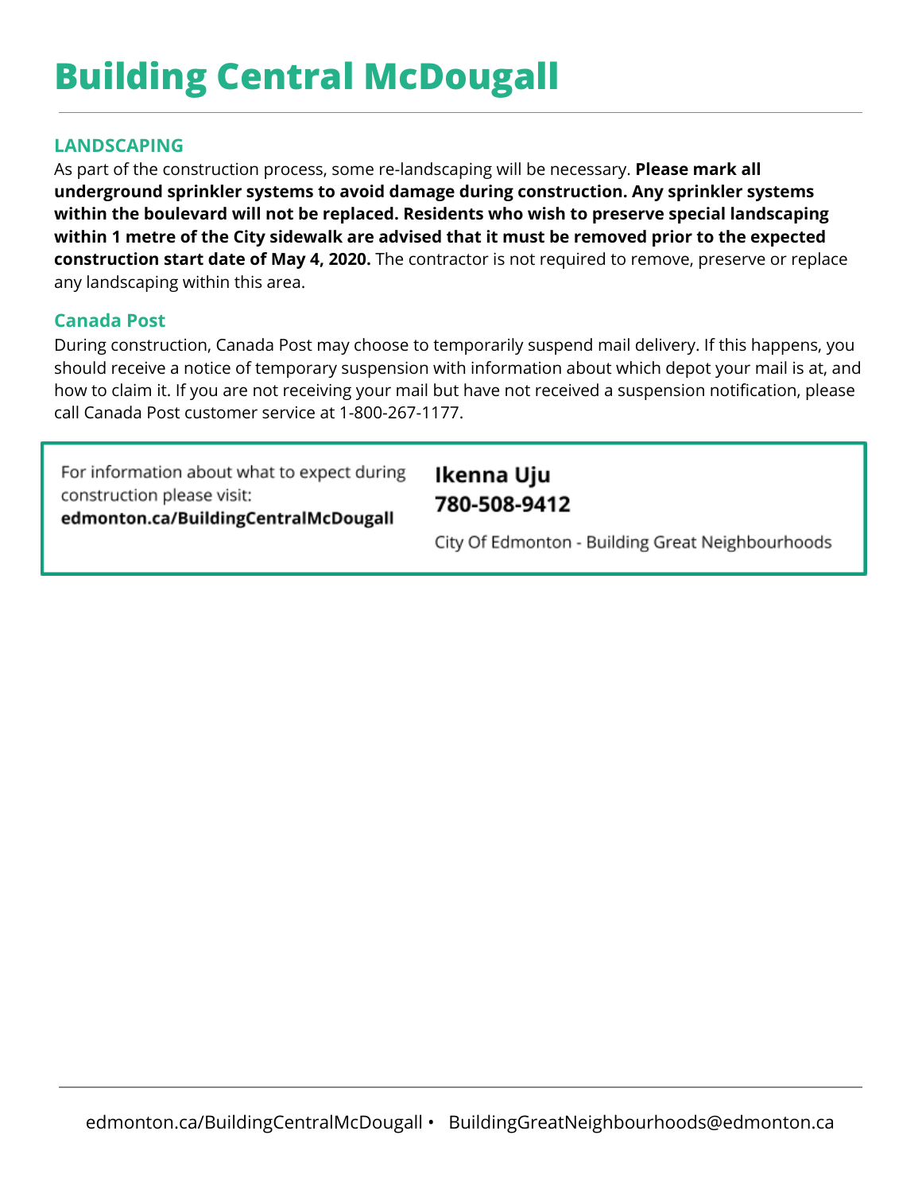# Building Central McDougall

## LANDSCAPING

As part of the construction process, some re-landscaping will be necessary. **Please mark all underground sprinkler systems to avoid damage during construction. Any sprinkler systems within the boulevard will not be replaced. Residents who wish to preserve special landscaping within 1 metre of the City sidewalk are advised that it must be removed prior to the expected construction start date of May 4, 2020.** The contractor is not required to remove, preserve or replace any landscaping within this area.

## Canada Post

During construction, Canada Post may choose to temporarily suspend mail delivery. If this happens, you should receive a notice of temporary suspension with information about which depot your mail is at, and how to claim it. If you are not receiving your mail but have not received a suspension notification, please call Canada Post customer service at 1-800-267-1177.

For information about what to expect during construction please visit:
**edmonton.ca/BuildingCentralMcDougall**

**Ikenna Uju**
**780-508-9412**

City Of Edmonton - Building Great Neighbourhoods

edmonton.ca/BuildingCentralMcDougall • BuildingGreatNeighbourhoods@edmonton.ca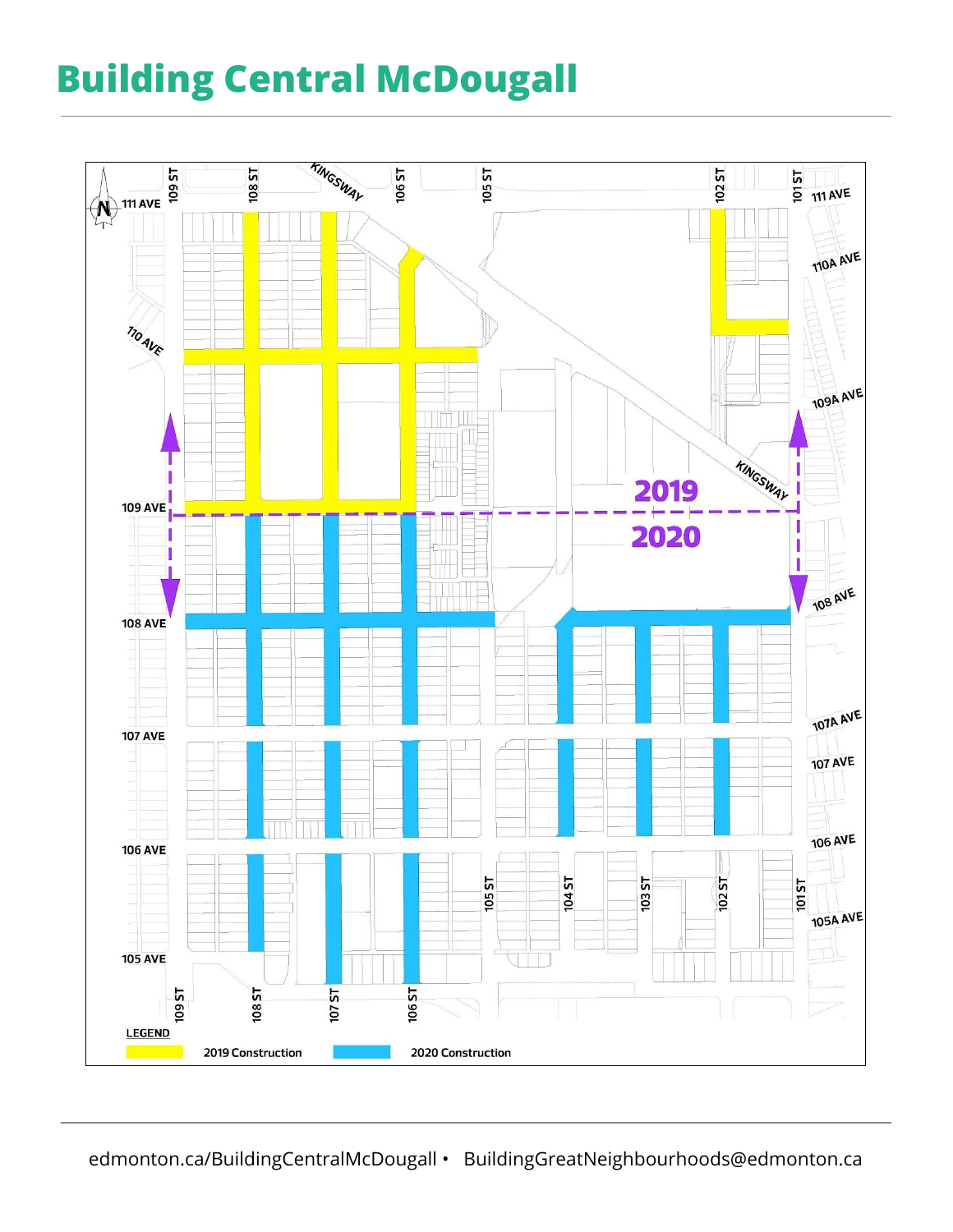# Building Central McDougall

N

111 AVE

109 ST

108 ST

KINGSWAY

106 ST

105 ST

102 ST

101 ST

111 AVE

110A AVE

110 AVE

109A AVE

KINGSWAY

2019

109 AVE

2020

108 AVE

108 AVE

107A AVE

107 AVE

107 AVE

106 AVE

106 AVE

105 ST

104 ST

103 ST

102 ST

101 ST

105A AVE

105 AVE

109 ST

108 ST

107 ST

106 ST

LEGEND

2019 Construction

2020 Construction

edmonton.ca/BuildingCentralMcDougall • BuildingGreatNeighbourhoods@edmonton.ca